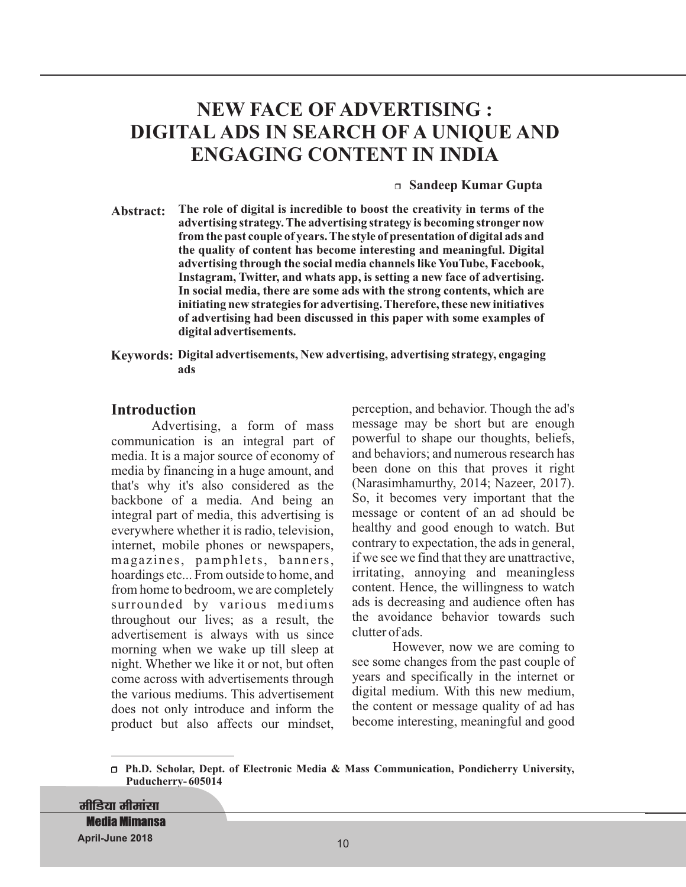# NEW FACE OF ADVERTISING : DIGITAL ADS IN SEARCH OF A UNIQUE AND ENGAGING CONTENT IN INDIA

**Sandeep Kumar Gupta**

**Abstract:** **The role of digital is incredible to boost the creativity in terms of the advertising strategy. The advertising strategy is becoming stronger now from the past couple of years. The style of presentation of digital ads and the quality of content has become interesting and meaningful. Digital advertising through the social media channels like YouTube, Facebook, Instagram, Twitter, and whats app, is setting a new face of advertising. In social media, there are some ads with the strong contents, which are initiating new strategies for advertising. Therefore, these new initiatives of advertising had been discussed in this paper with some examples of digital advertisements.**

**Keywords:** **Digital advertisements, New advertising, advertising strategy, engaging ads**

## Introduction

Advertising, a form of mass communication is an integral part of media. It is a major source of economy of media by financing in a huge amount, and that's why it's also considered as the backbone of a media. And being an integral part of media, this advertising is everywhere whether it is radio, television, internet, mobile phones or newspapers, magazines, pamphlets, banners, hoardings etc... From outside to home, and from home to bedroom, we are completely surrounded by various mediums throughout our lives; as a result, the advertisement is always with us since morning when we wake up till sleep at night. Whether we like it or not, but often come across with advertisements through the various mediums. This advertisement does not only introduce and inform the product but also affects our mindset, perception, and behavior. Though the ad's message may be short but are enough powerful to shape our thoughts, beliefs, and behaviors; and numerous research has been done on this that proves it right (Narasimhamurthy, 2014; Nazeer, 2017). So, it becomes very important that the message or content of an ad should be healthy and good enough to watch. But contrary to expectation, the ads in general, if we see we find that they are unattractive, irritating, annoying and meaningless content. Hence, the willingness to watch ads is decreasing and audience often has the avoidance behavior towards such clutter of ads.

However, now we are coming to see some changes from the past couple of years and specifically in the internet or digital medium. With this new medium, the content or message quality of ad has become interesting, meaningful and good

---

**Ph.D. Scholar, Dept. of Electronic Media & Mass Communication, Pondicherry University, Puducherry- 605014**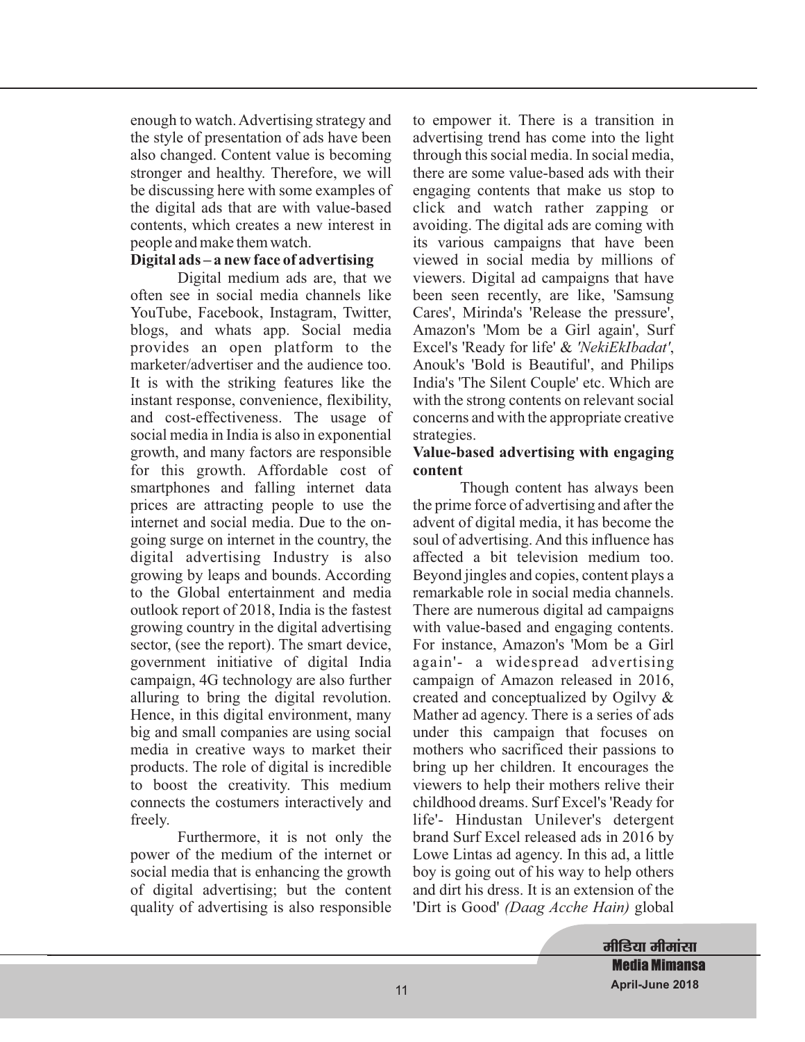enough to watch. Advertising strategy and the style of presentation of ads have been also changed. Content value is becoming stronger and healthy. Therefore, we will be discussing here with some examples of the digital ads that are with value-based contents, which creates a new interest in people and make them watch.

**Digital ads – a new face of advertising**

Digital medium ads are, that we often see in social media channels like YouTube, Facebook, Instagram, Twitter, blogs, and whats app. Social media provides an open platform to the marketer/advertiser and the audience too. It is with the striking features like the instant response, convenience, flexibility, and cost-effectiveness. The usage of social media in India is also in exponential growth, and many factors are responsible for this growth. Affordable cost of smartphones and falling internet data prices are attracting people to use the internet and social media. Due to the on-going surge on internet in the country, the digital advertising Industry is also growing by leaps and bounds. According to the Global entertainment and media outlook report of 2018, India is the fastest growing country in the digital advertising sector, (see the report). The smart device, government initiative of digital India campaign, 4G technology are also further alluring to bring the digital revolution. Hence, in this digital environment, many big and small companies are using social media in creative ways to market their products. The role of digital is incredible to boost the creativity. This medium connects the costumers interactively and freely.

Furthermore, it is not only the power of the medium of the internet or social media that is enhancing the growth of digital advertising; but the content quality of advertising is also responsible to empower it. There is a transition in advertising trend has come into the light through this social media. In social media, there are some value-based ads with their engaging contents that make us stop to click and watch rather zapping or avoiding. The digital ads are coming with its various campaigns that have been viewed in social media by millions of viewers. Digital ad campaigns that have been seen recently, are like, 'Samsung Cares', Mirinda's 'Release the pressure', Amazon's 'Mom be a Girl again', Surf Excel's 'Ready for life' & *'NekiEkIbadat'*, Anouk's 'Bold is Beautiful', and Philips India's 'The Silent Couple' etc. Which are with the strong contents on relevant social concerns and with the appropriate creative strategies.

**Value-based advertising with engaging content**

Though content has always been the prime force of advertising and after the advent of digital media, it has become the soul of advertising. And this influence has affected a bit television medium too. Beyond jingles and copies, content plays a remarkable role in social media channels. There are numerous digital ad campaigns with value-based and engaging contents. For instance, Amazon's 'Mom be a Girl again'- a widespread advertising campaign of Amazon released in 2016, created and conceptualized by Ogilvy & Mather ad agency. There is a series of ads under this campaign that focuses on mothers who sacrificed their passions to bring up her children. It encourages the viewers to help their mothers relive their childhood dreams. Surf Excel's 'Ready for life'- Hindustan Unilever's detergent brand Surf Excel released ads in 2016 by Lowe Lintas ad agency. In this ad, a little boy is going out of his way to help others and dirt his dress. It is an extension of the 'Dirt is Good' *(Daag Acche Hain)* global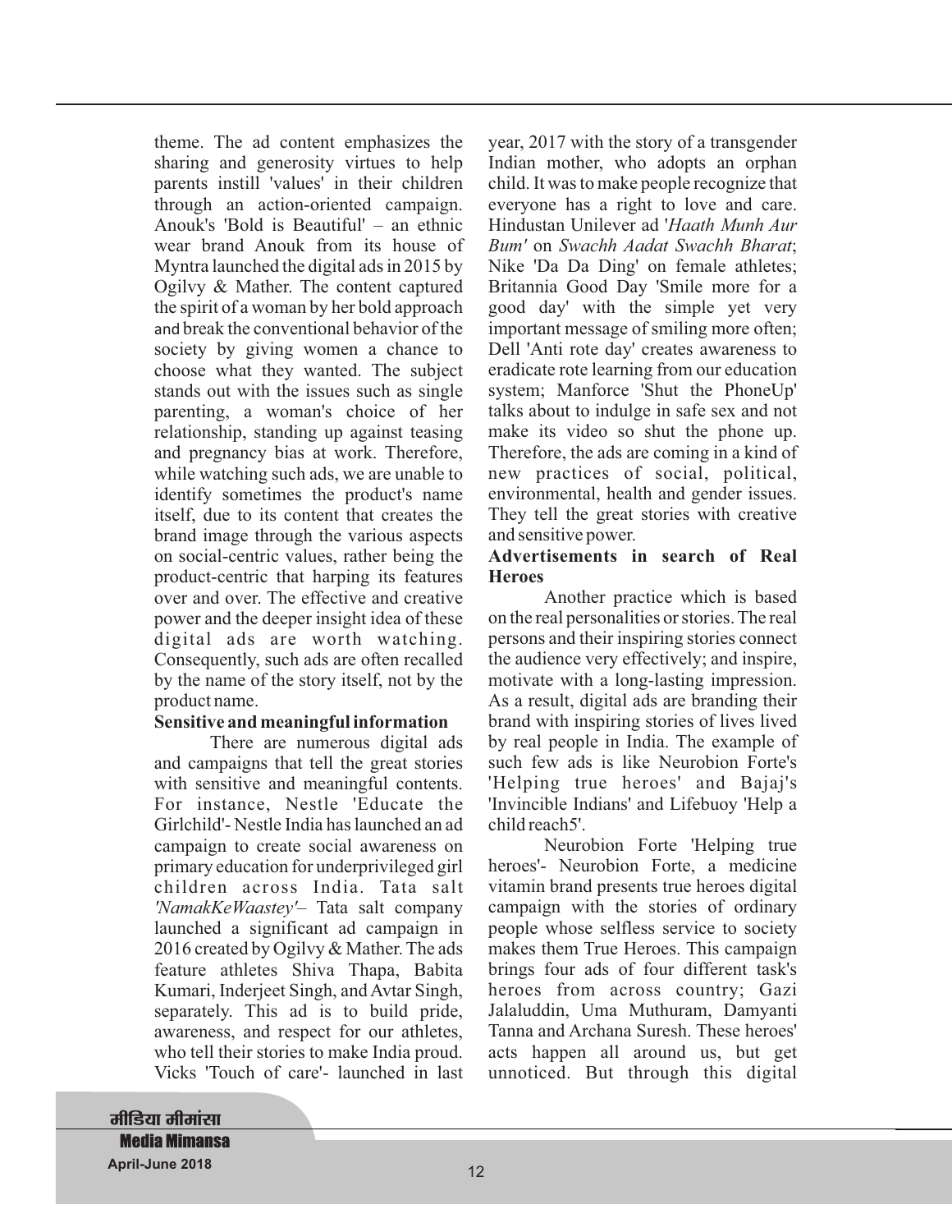theme. The ad content emphasizes the sharing and generosity virtues to help parents instill 'values' in their children through an action-oriented campaign. Anouk's 'Bold is Beautiful' – an ethnic wear brand Anouk from its house of Myntra launched the digital ads in 2015 by Ogilvy & Mather. The content captured the spirit of a woman by her bold approach and break the conventional behavior of the society by giving women a chance to choose what they wanted. The subject stands out with the issues such as single parenting, a woman's choice of her relationship, standing up against teasing and pregnancy bias at work. Therefore, while watching such ads, we are unable to identify sometimes the product's name itself, due to its content that creates the brand image through the various aspects on social-centric values, rather being the product-centric that harping its features over and over. The effective and creative power and the deeper insight idea of these digital ads are worth watching. Consequently, such ads are often recalled by the name of the story itself, not by the product name.

**Sensitive and meaningful information**

There are numerous digital ads and campaigns that tell the great stories with sensitive and meaningful contents. For instance, Nestle 'Educate the Girlchild'- Nestle India has launched an ad campaign to create social awareness on primary education for underprivileged girl children across India. Tata salt *'NamakKeWaastey'*– Tata salt company launched a significant ad campaign in 2016 created by Ogilvy & Mather. The ads feature athletes Shiva Thapa, Babita Kumari, Inderjeet Singh, and Avtar Singh, separately. This ad is to build pride, awareness, and respect for our athletes, who tell their stories to make India proud. Vicks 'Touch of care'- launched in last year, 2017 with the story of a transgender Indian mother, who adopts an orphan child. It was to make people recognize that everyone has a right to love and care. Hindustan Unilever ad '*Haath Munh Aur Bum'* on *Swachh Aadat Swachh Bharat*; Nike 'Da Da Ding' on female athletes; Britannia Good Day 'Smile more for a good day' with the simple yet very important message of smiling more often; Dell 'Anti rote day' creates awareness to eradicate rote learning from our education system; Manforce 'Shut the PhoneUp' talks about to indulge in safe sex and not make its video so shut the phone up. Therefore, the ads are coming in a kind of new practices of social, political, environmental, health and gender issues. They tell the great stories with creative and sensitive power.

**Advertisements in search of Real Heroes**

Another practice which is based on the real personalities or stories. The real persons and their inspiring stories connect the audience very effectively; and inspire, motivate with a long-lasting impression. As a result, digital ads are branding their brand with inspiring stories of lives lived by real people in India. The example of such few ads is like Neurobion Forte's 'Helping true heroes' and Bajaj's 'Invincible Indians' and Lifebuoy 'Help a child reach5'.

Neurobion Forte 'Helping true heroes'- Neurobion Forte, a medicine vitamin brand presents true heroes digital campaign with the stories of ordinary people whose selfless service to society makes them True Heroes. This campaign brings four ads of four different task's heroes from across country; Gazi Jalaluddin, Uma Muthuram, Damyanti Tanna and Archana Suresh. These heroes' acts happen all around us, but get unnoticed. But through this digital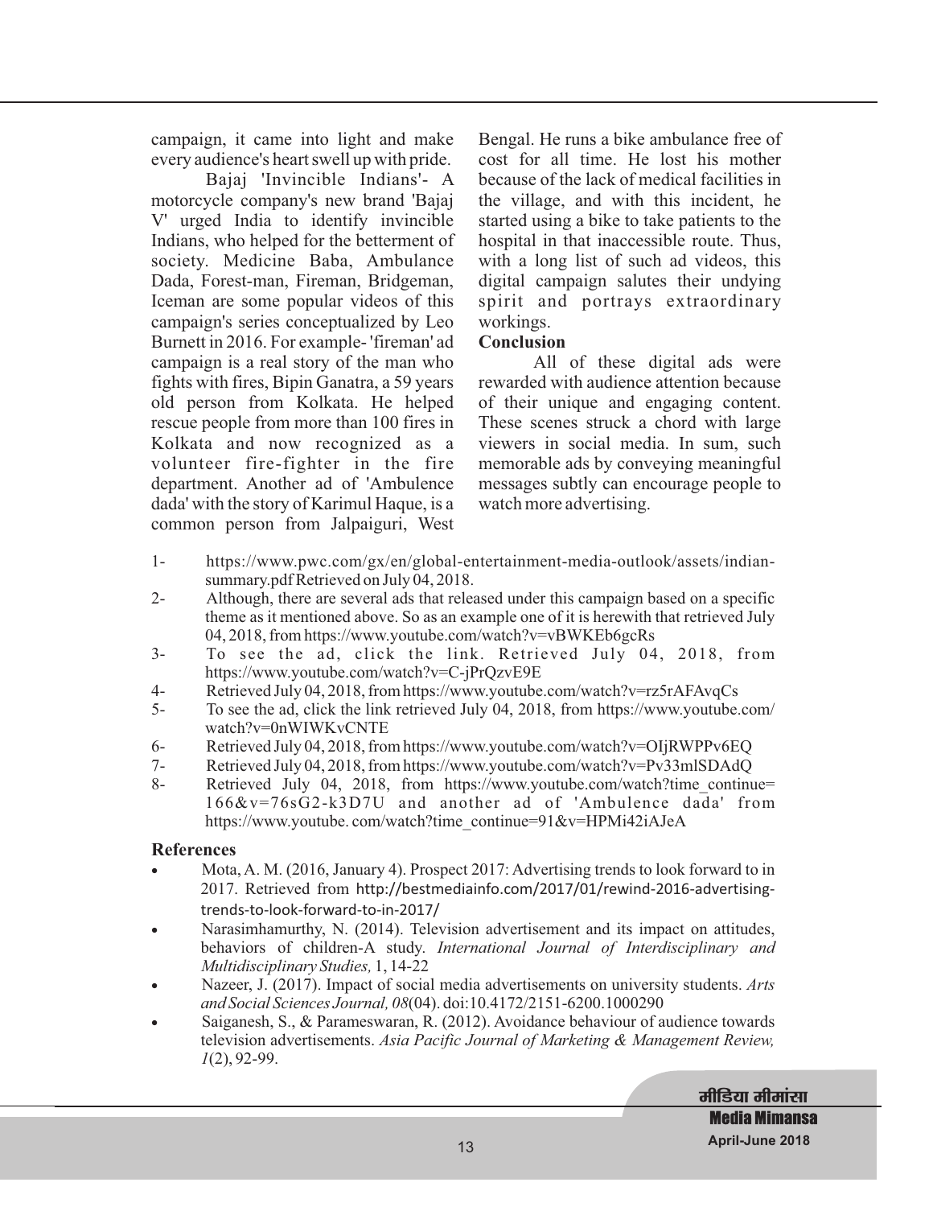campaign, it came into light and make every audience's heart swell up with pride.

Bajaj 'Invincible Indians'- A motorcycle company's new brand 'Bajaj V' urged India to identify invincible Indians, who helped for the betterment of society. Medicine Baba, Ambulance Dada, Forest-man, Fireman, Bridgeman, Iceman are some popular videos of this campaign's series conceptualized by Leo Burnett in 2016. For example- 'fireman' ad campaign is a real story of the man who fights with fires, Bipin Ganatra, a 59 years old person from Kolkata. He helped rescue people from more than 100 fires in Kolkata and now recognized as a volunteer fire-fighter in the fire department. Another ad of 'Ambulence dada' with the story of Karimul Haque, is a common person from Jalpaiguri, West Bengal. He runs a bike ambulance free of cost for all time. He lost his mother because of the lack of medical facilities in the village, and with this incident, he started using a bike to take patients to the hospital in that inaccessible route. Thus, with a long list of such ad videos, this digital campaign salutes their undying spirit and portrays extraordinary workings.

**Conclusion**

All of these digital ads were rewarded with audience attention because of their unique and engaging content. These scenes struck a chord with large viewers in social media. In sum, such memorable ads by conveying meaningful messages subtly can encourage people to watch more advertising.

1- https://www.pwc.com/gx/en/global-entertainment-media-outlook/assets/indian-summary.pdf Retrieved on July 04, 2018.

2- Although, there are several ads that released under this campaign based on a specific theme as it mentioned above. So as an example one of it is herewith that retrieved July 04, 2018, from https://www.youtube.com/watch?v=vBWKEb6gcRs

3- To see the ad, click the link. Retrieved July 04, 2018, from https://www.youtube.com/watch?v=C-jPrQzvE9E

4- Retrieved July 04, 2018, from https://www.youtube.com/watch?v=rz5rAFAvqCs

5- To see the ad, click the link retrieved July 04, 2018, from https://www.youtube.com/watch?v=0nWIWKvCNTE

6- Retrieved July 04, 2018, from https://www.youtube.com/watch?v=OIjRWPPv6EQ

7- Retrieved July 04, 2018, from https://www.youtube.com/watch?v=Pv33mlSDAdQ

8- Retrieved July 04, 2018, from https://www.youtube.com/watch?time_continue=166&v=76sG2-k3D7U and another ad of 'Ambulence dada' from https://www.youtube. com/watch?time_continue=91&v=HPMi42iAJeA

## References

- Mota, A. M. (2016, January 4). Prospect 2017: Advertising trends to look forward to in 2017. Retrieved from http://bestmediainfo.com/2017/01/rewind-2016-advertising-trends-to-look-forward-to-in-2017/
- Narasimhamurthy, N. (2014). Television advertisement and its impact on attitudes, behaviors of children-A study. *International Journal of Interdisciplinary and Multidisciplinary Studies,* 1, 14-22
- Nazeer, J. (2017). Impact of social media advertisements on university students. *Arts and Social Sciences Journal, 08*(04). doi:10.4172/2151-6200.1000290
- Saiganesh, S., & Parameswaran, R. (2012). Avoidance behaviour of audience towards television advertisements. *Asia Pacific Journal of Marketing & Management Review, 1*(2), 92-99.